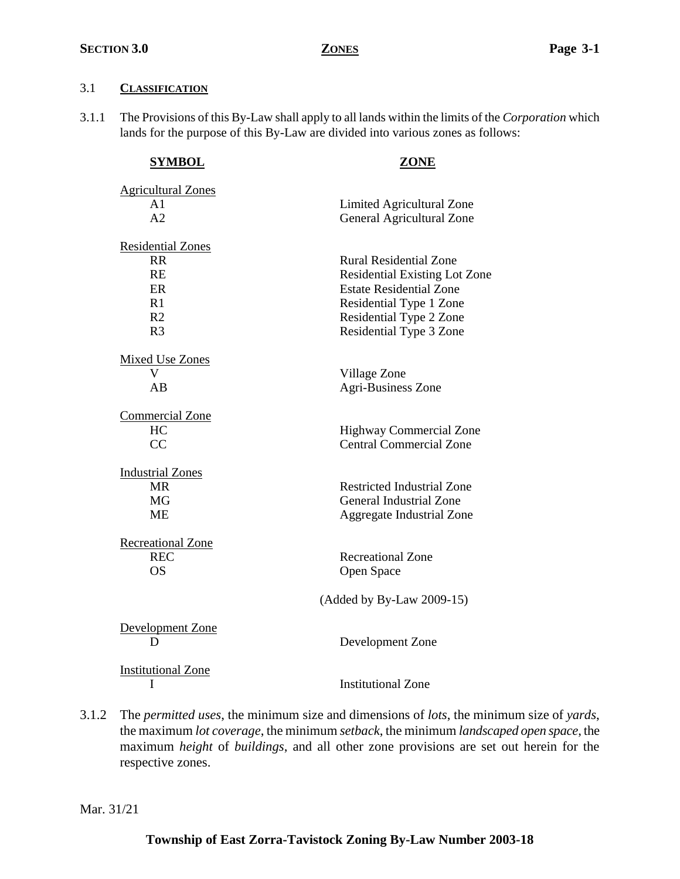## 3.1 CLASSIFICATION

3.1.1 The Provisions of this By-Law shall apply to all lands within the limits of the *Corporation* which lands for the purpose of this By-Law are divided into various zones as follows:

| SYMBOL | ZONE |
|---|---|
| Agricultural Zones | |
| A1 | Limited Agricultural Zone |
| A2 | General Agricultural Zone |
| Residential Zones | |
| RR | Rural Residential Zone |
| RE | Residential Existing Lot Zone |
| ER | Estate Residential Zone |
| R1 | Residential Type 1 Zone |
| R2 | Residential Type 2 Zone |
| R3 | Residential Type 3 Zone |
| Mixed Use Zones | |
| V | Village Zone |
| AB | Agri-Business Zone |
| Commercial Zone | |
| HC | Highway Commercial Zone |
| CC | Central Commercial Zone |
| Industrial Zones | |
| MR | Restricted Industrial Zone |
| MG | General Industrial Zone |
| ME | Aggregate Industrial Zone |
| Recreational Zone | |
| REC | Recreational Zone |
| OS | Open Space |
| | (Added by By-Law 2009-15) |
| Development Zone | |
| D | Development Zone |
| Institutional Zone | |
| I | Institutional Zone |

3.1.2 The *permitted uses*, the minimum size and dimensions of *lots*, the minimum size of *yards*, the maximum *lot coverage*, the minimum *setback*, the minimum *landscaped open space*, the maximum *height* of *buildings*, and all other zone provisions are set out herein for the respective zones.

Mar. 31/21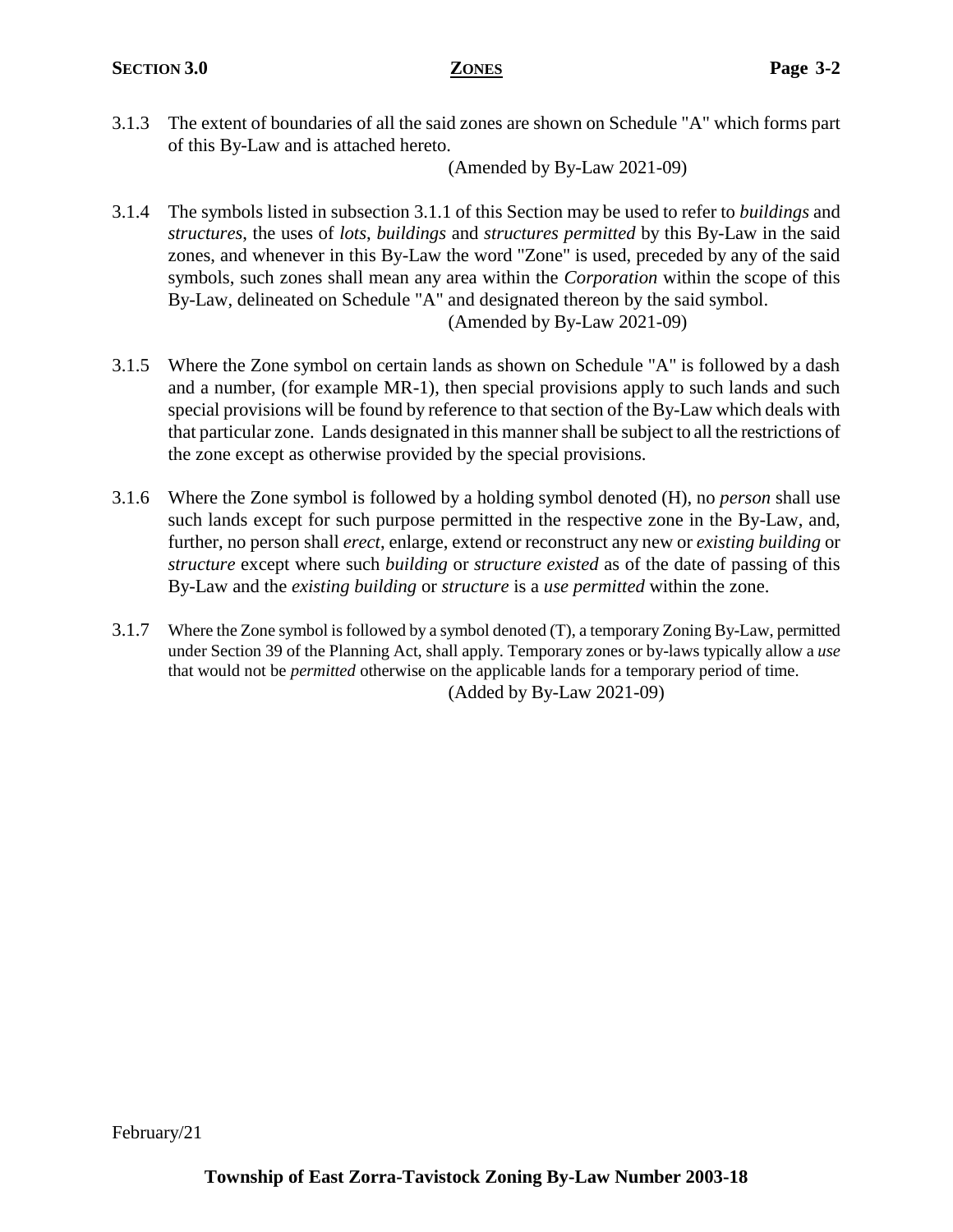3.1.3 The extent of boundaries of all the said zones are shown on Schedule "A" which forms part of this By-Law and is attached hereto.

(Amended by By-Law 2021-09)

3.1.4 The symbols listed in subsection 3.1.1 of this Section may be used to refer to *buildings* and *structures*, the uses of *lots*, *buildings* and *structures permitted* by this By-Law in the said zones, and whenever in this By-Law the word "Zone" is used, preceded by any of the said symbols, such zones shall mean any area within the *Corporation* within the scope of this By-Law, delineated on Schedule "A" and designated thereon by the said symbol.

(Amended by By-Law 2021-09)

3.1.5 Where the Zone symbol on certain lands as shown on Schedule "A" is followed by a dash and a number, (for example MR-1), then special provisions apply to such lands and such special provisions will be found by reference to that section of the By-Law which deals with that particular zone. Lands designated in this manner shall be subject to all the restrictions of the zone except as otherwise provided by the special provisions.

3.1.6 Where the Zone symbol is followed by a holding symbol denoted (H), no *person* shall use such lands except for such purpose permitted in the respective zone in the By-Law, and, further, no person shall *erect*, enlarge, extend or reconstruct any new or *existing building* or *structure* except where such *building* or *structure existed* as of the date of passing of this By-Law and the *existing building* or *structure* is a *use permitted* within the zone.

3.1.7 Where the Zone symbol is followed by a symbol denoted (T), a temporary Zoning By-Law, permitted under Section 39 of the Planning Act, shall apply. Temporary zones or by-laws typically allow a *use* that would not be *permitted* otherwise on the applicable lands for a temporary period of time.

(Added by By-Law 2021-09)